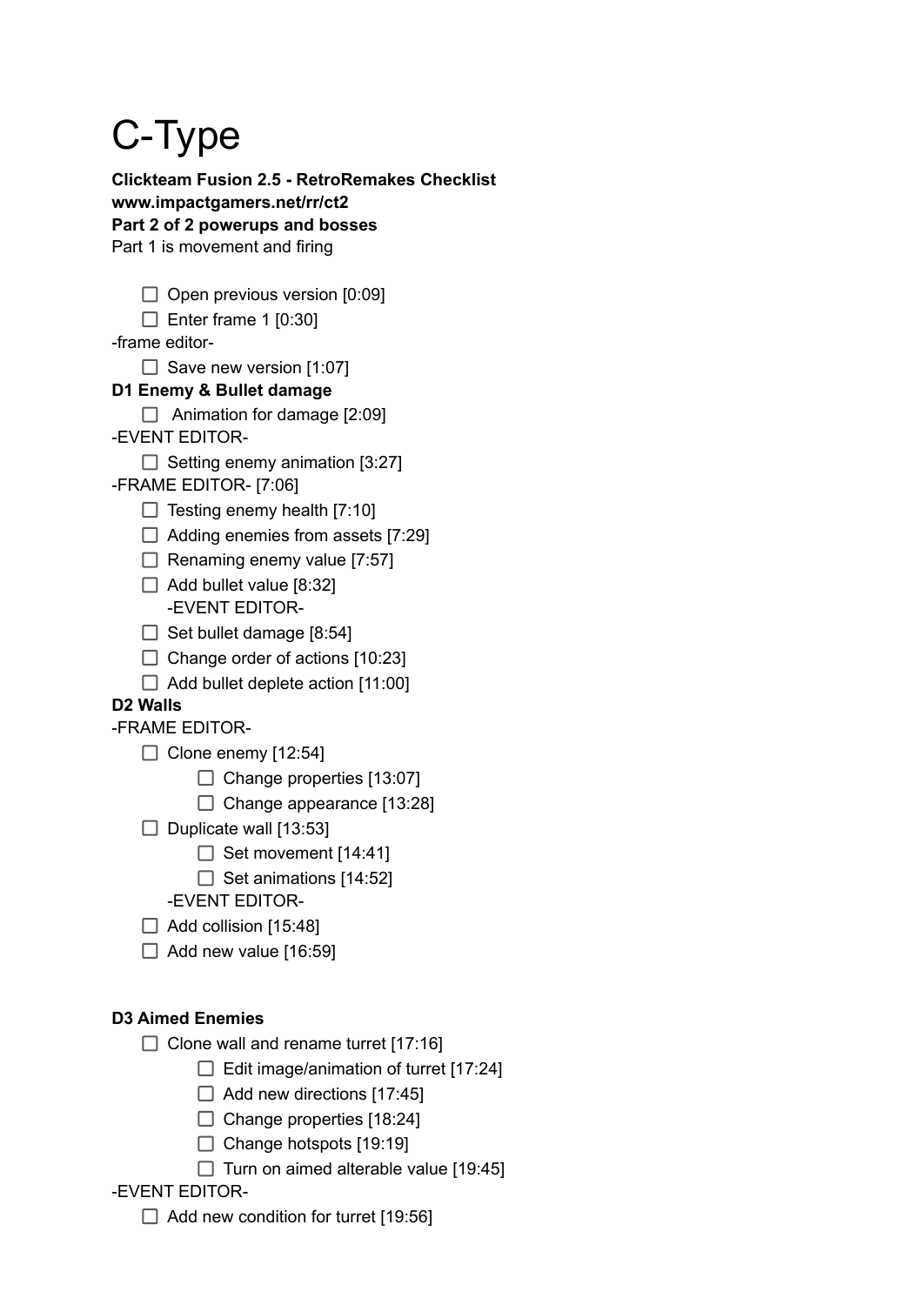# C-Type

**Clickteam Fusion 2.5 - RetroRemakes Checklist**
**www.impactgamers.net/rr/ct2**
**Part 2 of 2 powerups and bosses**
Part 1 is movement and firing

- [ ] Open previous version [0:09]
- [ ] Enter frame 1 [0:30]

-frame editor-

- [ ] Save new version [1:07]

**D1 Enemy & Bullet damage**

- [ ] Animation for damage [2:09]

-EVENT EDITOR-

- [ ] Setting enemy animation [3:27]

-FRAME EDITOR- [7:06]

- [ ] Testing enemy health [7:10]
- [ ] Adding enemies from assets [7:29]
- [ ] Renaming enemy value [7:57]
- [ ] Add bullet value [8:32]

  -EVENT EDITOR-

- [ ] Set bullet damage [8:54]
- [ ] Change order of actions [10:23]
- [ ] Add bullet deplete action [11:00]

**D2 Walls**

-FRAME EDITOR-

- [ ] Clone enemy [12:54]
  - [ ] Change properties [13:07]
  - [ ] Change appearance [13:28]
- [ ] Duplicate wall [13:53]
  - [ ] Set movement [14:41]
  - [ ] Set animations [14:52]

  -EVENT EDITOR-

- [ ] Add collision [15:48]
- [ ] Add new value [16:59]

**D3 Aimed Enemies**

- [ ] Clone wall and rename turret [17:16]
  - [ ] Edit image/animation of turret [17:24]
  - [ ] Add new directions [17:45]
  - [ ] Change properties [18:24]
  - [ ] Change hotspots [19:19]
  - [ ] Turn on aimed alterable value [19:45]

-EVENT EDITOR-

- [ ] Add new condition for turret [19:56]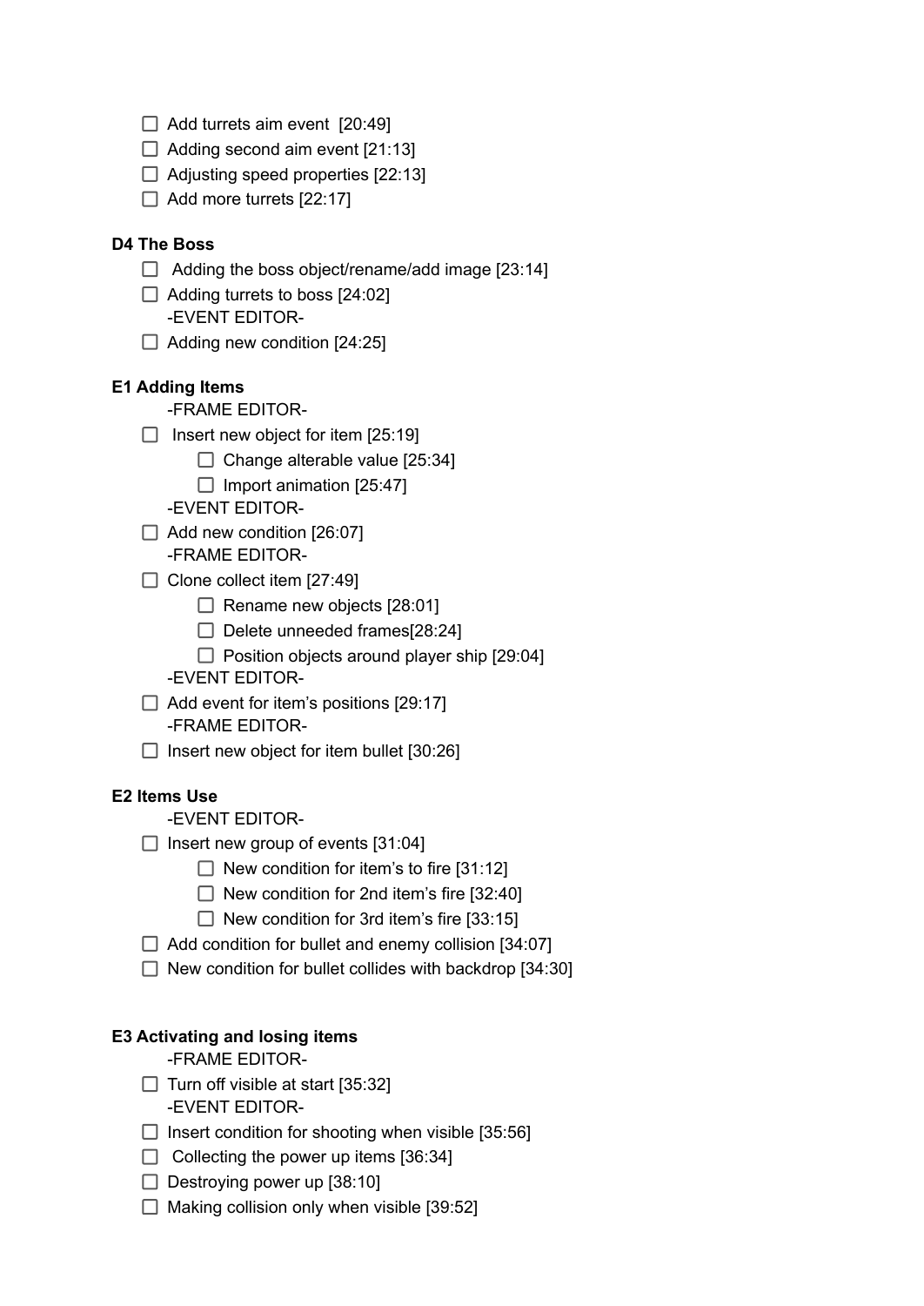- [ ] Add turrets aim event [20:49]
- [ ] Adding second aim event [21:13]
- [ ] Adjusting speed properties [22:13]
- [ ] Add more turrets [22:17]

**D4 The Boss**

- [ ] Adding the boss object/rename/add image [23:14]
- [ ] Adding turrets to boss [24:02]

  -EVENT EDITOR-
- [ ] Adding new condition [24:25]

**E1 Adding Items**

  -FRAME EDITOR-
- [ ] Insert new object for item [25:19]
    - [ ] Change alterable value [25:34]
    - [ ] Import animation [25:47]

  -EVENT EDITOR-
- [ ] Add new condition [26:07]

  -FRAME EDITOR-
- [ ] Clone collect item [27:49]
    - [ ] Rename new objects [28:01]
    - [ ] Delete unneeded frames[28:24]
    - [ ] Position objects around player ship [29:04]

  -EVENT EDITOR-
- [ ] Add event for item's positions [29:17]

  -FRAME EDITOR-
- [ ] Insert new object for item bullet [30:26]

**E2 Items Use**

  -EVENT EDITOR-
- [ ] Insert new group of events [31:04]
    - [ ] New condition for item's to fire [31:12]
    - [ ] New condition for 2nd item's fire [32:40]
    - [ ] New condition for 3rd item's fire [33:15]
- [ ] Add condition for bullet and enemy collision [34:07]
- [ ] New condition for bullet collides with backdrop [34:30]

**E3 Activating and losing items**

  -FRAME EDITOR-
- [ ] Turn off visible at start [35:32]

  -EVENT EDITOR-
- [ ] Insert condition for shooting when visible [35:56]
- [ ] Collecting the power up items [36:34]
- [ ] Destroying power up [38:10]
- [ ] Making collision only when visible [39:52]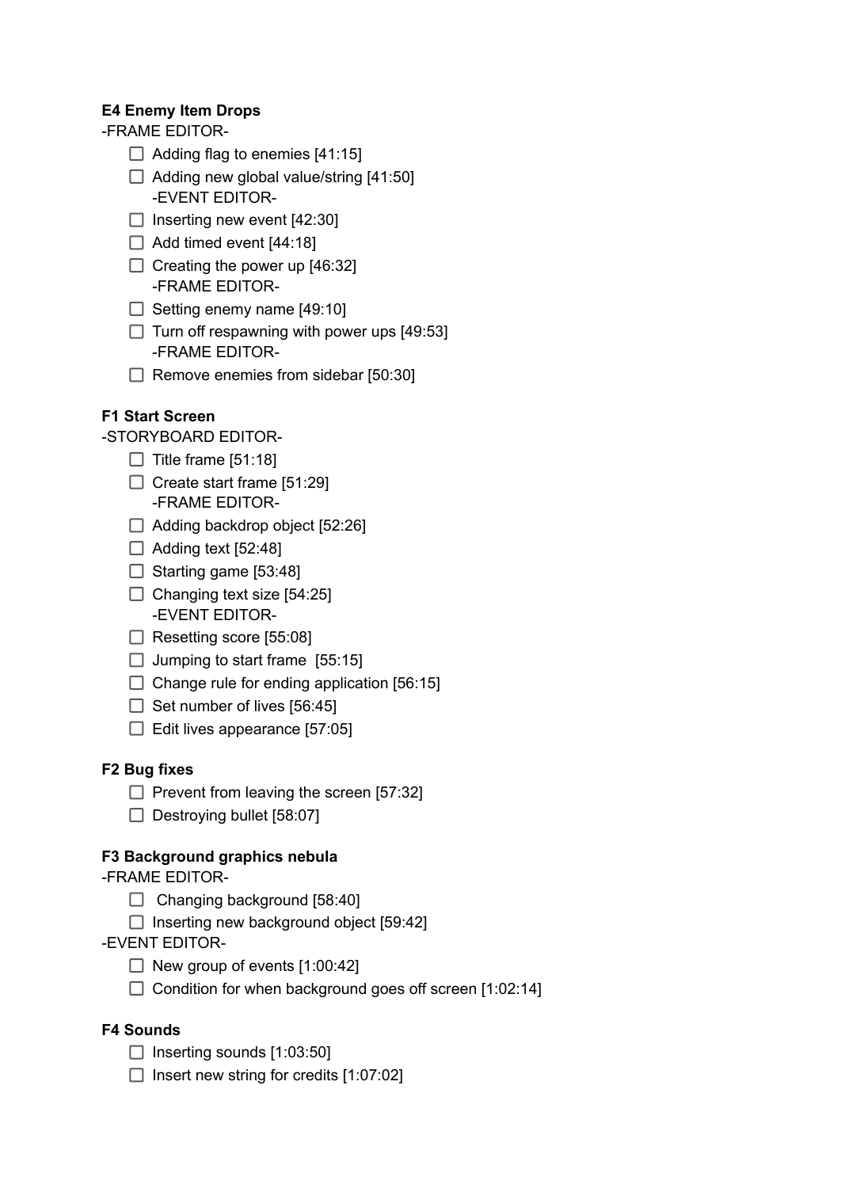**E4 Enemy Item Drops**

-FRAME EDITOR-

- [ ] Adding flag to enemies [41:15]
- [ ] Adding new global value/string [41:50]
  -EVENT EDITOR-
- [ ] Inserting new event [42:30]
- [ ] Add timed event [44:18]
- [ ] Creating the power up [46:32]
  -FRAME EDITOR-
- [ ] Setting enemy name [49:10]
- [ ] Turn off respawning with power ups [49:53]
  -FRAME EDITOR-
- [ ] Remove enemies from sidebar [50:30]

**F1 Start Screen**

-STORYBOARD EDITOR-

- [ ] Title frame [51:18]
- [ ] Create start frame [51:29]
  -FRAME EDITOR-
- [ ] Adding backdrop object [52:26]
- [ ] Adding text [52:48]
- [ ] Starting game [53:48]
- [ ] Changing text size [54:25]
  -EVENT EDITOR-
- [ ] Resetting score [55:08]
- [ ] Jumping to start frame [55:15]
- [ ] Change rule for ending application [56:15]
- [ ] Set number of lives [56:45]
- [ ] Edit lives appearance [57:05]

**F2 Bug fixes**

- [ ] Prevent from leaving the screen [57:32]
- [ ] Destroying bullet [58:07]

**F3 Background graphics nebula**

-FRAME EDITOR-

- [ ] Changing background [58:40]
- [ ] Inserting new background object [59:42]

-EVENT EDITOR-

- [ ] New group of events [1:00:42]
- [ ] Condition for when background goes off screen [1:02:14]

**F4 Sounds**

- [ ] Inserting sounds [1:03:50]
- [ ] Insert new string for credits [1:07:02]